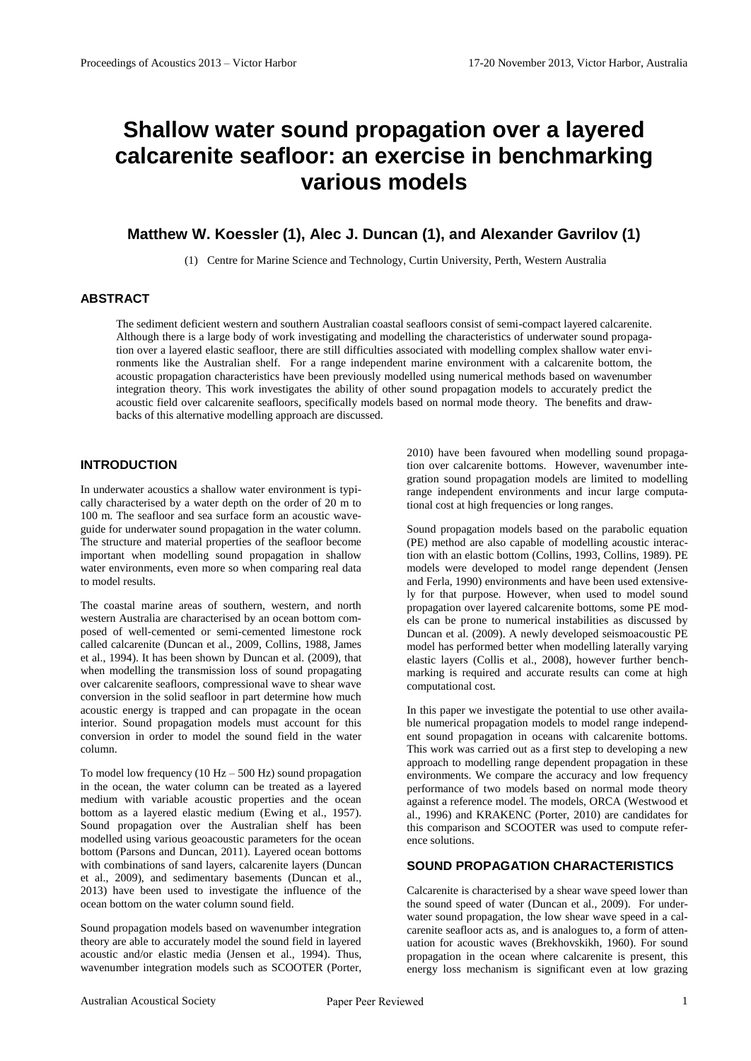# Shallow water sound propagation over a layered calcarenite seafloor: an exercise in benchmarking various models

**Matthew W. Koessler (1), Alec J. Duncan (1), and Alexander Gavrilov (1)**

(1) Centre for Marine Science and Technology, Curtin University, Perth, Western Australia

## ABSTRACT

The sediment deficient western and southern Australian coastal seafloors consist of semi-compact layered calcarenite. Although there is a large body of work investigating and modelling the characteristics of underwater sound propagation over a layered elastic seafloor, there are still difficulties associated with modelling complex shallow water environments like the Australian shelf. For a range independent marine environment with a calcarenite bottom, the acoustic propagation characteristics have been previously modelled using numerical methods based on wavenumber integration theory. This work investigates the ability of other sound propagation models to accurately predict the acoustic field over calcarenite seafloors, specifically models based on normal mode theory. The benefits and drawbacks of this alternative modelling approach are discussed.

## INTRODUCTION

In underwater acoustics a shallow water environment is typically characterised by a water depth on the order of 20 m to 100 m. The seafloor and sea surface form an acoustic waveguide for underwater sound propagation in the water column. The structure and material properties of the seafloor become important when modelling sound propagation in shallow water environments, even more so when comparing real data to model results.

The coastal marine areas of southern, western, and north western Australia are characterised by an ocean bottom composed of well-cemented or semi-cemented limestone rock called calcarenite (Duncan et al., 2009, Collins, 1988, James et al., 1994). It has been shown by Duncan et al. (2009), that when modelling the transmission loss of sound propagating over calcarenite seafloors, compressional wave to shear wave conversion in the solid seafloor in part determine how much acoustic energy is trapped and can propagate in the ocean interior. Sound propagation models must account for this conversion in order to model the sound field in the water column.

To model low frequency (10 Hz – 500 Hz) sound propagation in the ocean, the water column can be treated as a layered medium with variable acoustic properties and the ocean bottom as a layered elastic medium (Ewing et al., 1957). Sound propagation over the Australian shelf has been modelled using various geoacoustic parameters for the ocean bottom (Parsons and Duncan, 2011). Layered ocean bottoms with combinations of sand layers, calcarenite layers (Duncan et al., 2009), and sedimentary basements (Duncan et al., 2013) have been used to investigate the influence of the ocean bottom on the water column sound field.

Sound propagation models based on wavenumber integration theory are able to accurately model the sound field in layered acoustic and/or elastic media (Jensen et al., 1994). Thus, wavenumber integration models such as SCOOTER (Porter, 2010) have been favoured when modelling sound propagation over calcarenite bottoms. However, wavenumber integration sound propagation models are limited to modelling range independent environments and incur large computational cost at high frequencies or long ranges.

Sound propagation models based on the parabolic equation (PE) method are also capable of modelling acoustic interaction with an elastic bottom (Collins, 1993, Collins, 1989). PE models were developed to model range dependent (Jensen and Ferla, 1990) environments and have been used extensively for that purpose. However, when used to model sound propagation over layered calcarenite bottoms, some PE models can be prone to numerical instabilities as discussed by Duncan et al. (2009). A newly developed seismoacoustic PE model has performed better when modelling laterally varying elastic layers (Collis et al., 2008), however further benchmarking is required and accurate results can come at high computational cost.

In this paper we investigate the potential to use other available numerical propagation models to model range independent sound propagation in oceans with calcarenite bottoms. This work was carried out as a first step to developing a new approach to modelling range dependent propagation in these environments. We compare the accuracy and low frequency performance of two models based on normal mode theory against a reference model. The models, ORCA (Westwood et al., 1996) and KRAKENC (Porter, 2010) are candidates for this comparison and SCOOTER was used to compute reference solutions.

## SOUND PROPAGATION CHARACTERISTICS

Calcarenite is characterised by a shear wave speed lower than the sound speed of water (Duncan et al., 2009). For underwater sound propagation, the low shear wave speed in a calcarenite seafloor acts as, and is analogues to, a form of attenuation for acoustic waves (Brekhovskikh, 1960). For sound propagation in the ocean where calcarenite is present, this energy loss mechanism is significant even at low grazing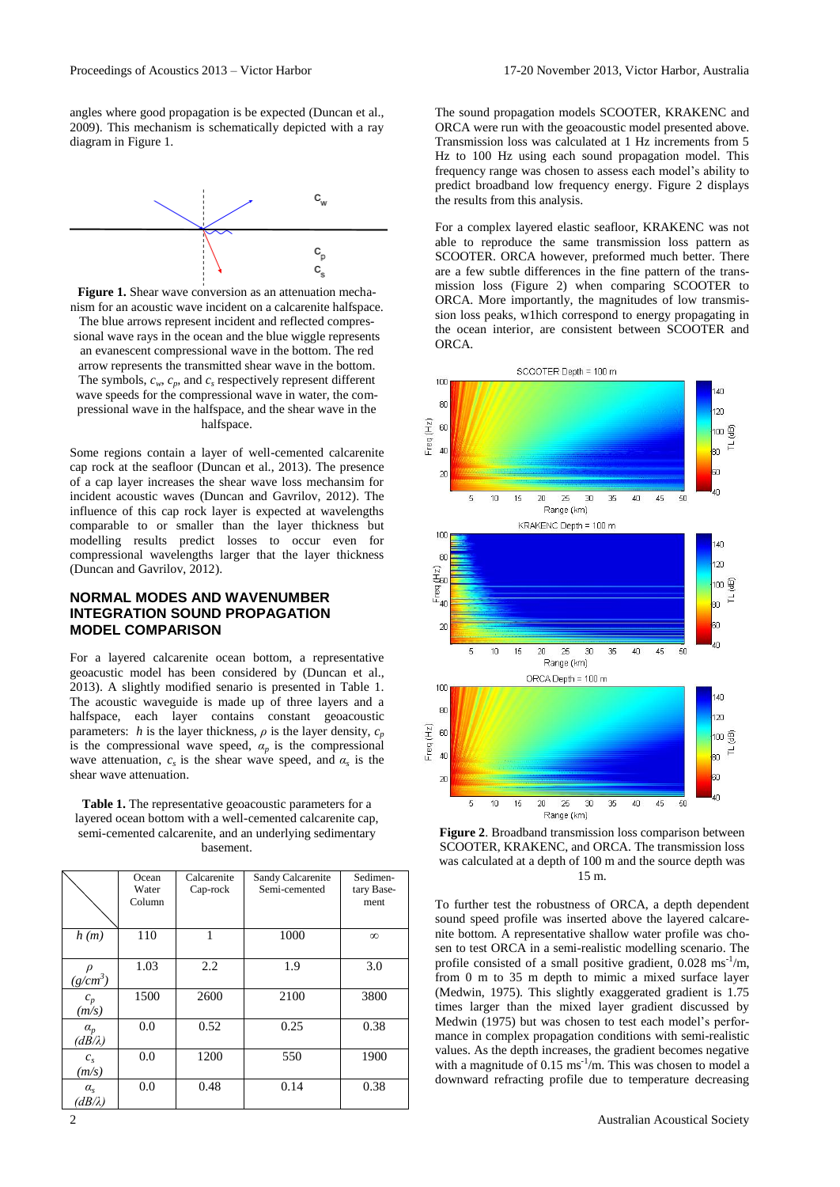angles where good propagation is be expected (Duncan et al., 2009). This mechanism is schematically depicted with a ray diagram in Figure 1.

**Figure 1.** Shear wave conversion as an attenuation mechanism for an acoustic wave incident on a calcarenite halfspace. The blue arrows represent incident and reflected compressional wave rays in the ocean and the blue wiggle represents an evanescent compressional wave in the bottom. The red arrow represents the transmitted shear wave in the bottom. The symbols, $c_w$, $c_p$, and $c_s$ respectively represent different wave speeds for the compressional wave in water, the compressional wave in the halfspace, and the shear wave in the halfspace.

Some regions contain a layer of well-cemented calcarenite cap rock at the seafloor (Duncan et al., 2013). The presence of a cap layer increases the shear wave loss mechansim for incident acoustic waves (Duncan and Gavrilov, 2012). The influence of this cap rock layer is expected at wavelengths comparable to or smaller than the layer thickness but modelling results predict losses to occur even for compressional wavelengths larger that the layer thickness (Duncan and Gavrilov, 2012).

## NORMAL MODES AND WAVENUMBER INTEGRATION SOUND PROPAGATION MODEL COMPARISON

For a layered calcarenite ocean bottom, a representative geoacustic model has been considered by (Duncan et al., 2013). A slightly modified senario is presented in Table 1. The acoustic waveguide is made up of three layers and a halfspace, each layer contains constant geoacoustic parameters: $h$ is the layer thickness, $\rho$ is the layer density, $c_p$ is the compressional wave speed, $\alpha_p$ is the compressional wave attenuation, $c_s$ is the shear wave speed, and $\alpha_s$ is the shear wave attenuation.

**Table 1.** The representative geoacoustic parameters for a layered ocean bottom with a well-cemented calcarenite cap, semi-cemented calcarenite, and an underlying sedimentary basement.

| | Ocean Water Column | Calcarenite Cap-rock | Sandy Calcarenite Semi-cemented | Sedimentary Basement |
|---|---|---|---|---|
| $h$ (m) | 110 | 1 | 1000 | $\infty$ |
| $\rho$ (g/cm$^3$) | 1.03 | 2.2 | 1.9 | 3.0 |
| $c_p$ (m/s) | 1500 | 2600 | 2100 | 3800 |
| $\alpha_p$ (dB/$\lambda$) | 0.0 | 0.52 | 0.25 | 0.38 |
| $c_s$ (m/s) | 0.0 | 1200 | 550 | 1900 |
| $\alpha_s$ (dB/$\lambda$) | 0.0 | 0.48 | 0.14 | 0.38 |

The sound propagation models SCOOTER, KRAKENC and ORCA were run with the geoacoustic model presented above. Transmission loss was calculated at 1 Hz increments from 5 Hz to 100 Hz using each sound propagation model. This frequency range was chosen to assess each model's ability to predict broadband low frequency energy. Figure 2 displays the results from this analysis.

For a complex layered elastic seafloor, KRAKENC was not able to reproduce the same transmission loss pattern as SCOOTER. ORCA however, preformed much better. There are a few subtle differences in the fine pattern of the transmission loss (Figure 2) when comparing SCOOTER to ORCA. More importantly, the magnitudes of low transmission loss peaks, w1hich correspond to energy propagating in the ocean interior, are consistent between SCOOTER and ORCA.

**Figure 2**. Broadband transmission loss comparison between SCOOTER, KRAKENC, and ORCA. The transmission loss was calculated at a depth of 100 m and the source depth was 15 m.

To further test the robustness of ORCA, a depth dependent sound speed profile was inserted above the layered calcarenite bottom. A representative shallow water profile was chosen to test ORCA in a semi-realistic modelling scenario. The profile consisted of a small positive gradient, 0.028 ms$^{-1}$/m, from 0 m to 35 m depth to mimic a mixed surface layer (Medwin, 1975). This slightly exaggerated gradient is 1.75 times larger than the mixed layer gradient discussed by Medwin (1975) but was chosen to test each model's performance in complex propagation conditions with semi-realistic values. As the depth increases, the gradient becomes negative with a magnitude of 0.15 ms$^{-1}$/m. This was chosen to model a downward refracting profile due to temperature decreasing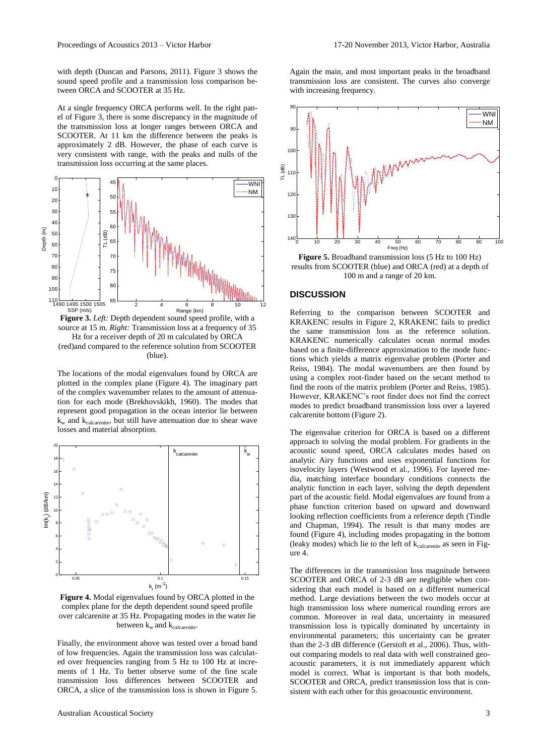with depth (Duncan and Parsons, 2011). Figure 3 shows the sound speed profile and a transmission loss comparison between ORCA and SCOOTER at 35 Hz.

At a single frequency ORCA performs well. In the right panel of Figure 3, there is some discrepancy in the magnitude of the transmission loss at longer ranges between ORCA and SCOOTER. At 11 km the difference between the peaks is approximately 2 dB. However, the phase of each curve is very consistent with range, with the peaks and nulls of the transmission loss occurring at the same places.

**Figure 3.** *Left:* Depth dependent sound speed profile, with a source at 15 m. *Right:* Transmission loss at a frequency of 35 Hz for a receiver depth of 20 m calculated by ORCA (red)and compared to the reference solution from SCOOTER (blue).

The locations of the modal eigenvalues found by ORCA are plotted in the complex plane (Figure 4). The imaginary part of the complex wavenumber relates to the amount of attenuation for each mode (Brekhovskikh, 1960). The modes that represent good propagation in the ocean interior lie between $k_w$ and $k_{calcarenite}$, but still have attenuation due to shear wave losses and material absorption.

**Figure 4.** Modal eigenvalues found by ORCA plotted in the complex plane for the depth dependent sound speed profile over calcarenite at 35 Hz. Propagating modes in the water lie between $k_w$ and $k_{calcarenite}$.

Finally, the environment above was tested over a broad band of low frequencies. Again the transmission loss was calculated over frequencies ranging from 5 Hz to 100 Hz at increments of 1 Hz. To better observe some of the fine scale transmission loss differences between SCOOTER and ORCA, a slice of the transmission loss is shown in Figure 5.

Again the main, and most important peaks in the broadband transmission loss are consistent. The curves also converge with increasing frequency.

**Figure 5.** Broadband transmission loss (5 Hz to 100 Hz) results from SCOOTER (blue) and ORCA (red) at a depth of 100 m and a range of 20 km.

## DISCUSSION

Referring to the comparison between SCOOTER and KRAKENC results in Figure 2, KRAKENC fails to predict the same transmission loss as the reference solution. KRAKENC numerically calculates ocean normal modes based on a finite-difference approximation to the mode functions which yields a matrix eigenvalue problem (Porter and Reiss, 1984). The modal wavenumbers are then found by using a complex root-finder based on the secant method to find the roots of the matrix problem (Porter and Reiss, 1985). However, KRAKENC's root finder does not find the correct modes to predict broadband transmission loss over a layered calcarenite bottom (Figure 2).

The eigenvalue criterion for ORCA is based on a different approach to solving the modal problem. For gradients in the acoustic sound speed, ORCA calculates modes based on analytic Airy functions and uses exponential functions for isovelocity layers (Westwood et al., 1996). For layered media, matching interface boundary conditions connects the analytic function in each layer, solving the depth dependent part of the acoustic field. Modal eigenvalues are found from a phase function criterion based on upward and downward looking reflection coefficients from a reference depth (Tindle and Chapman, 1994). The result is that many modes are found (Figure 4), including modes propagating in the bottom (leaky modes) which lie to the left of $k_{calcarenite}$ as seen in Figure 4.

The differences in the transmission loss magnitude between SCOOTER and ORCA of 2-3 dB are negligible when considering that each model is based on a different numerical method. Large deviations between the two models occur at high transmission loss where numerical rounding errors are common. Moreover in real data, uncertainty in measured transmission loss is typically dominated by uncertainty in environmental parameters; this uncertainty can be greater than the 2-3 dB difference (Gerstoft et al., 2006). Thus, without comparing models to real data with well constrained geoacoustic parameters, it is not immediately apparent which model is correct. What is important is that both models, SCOOTER and ORCA, predict transmission loss that is consistent with each other for this geoacoustic environment.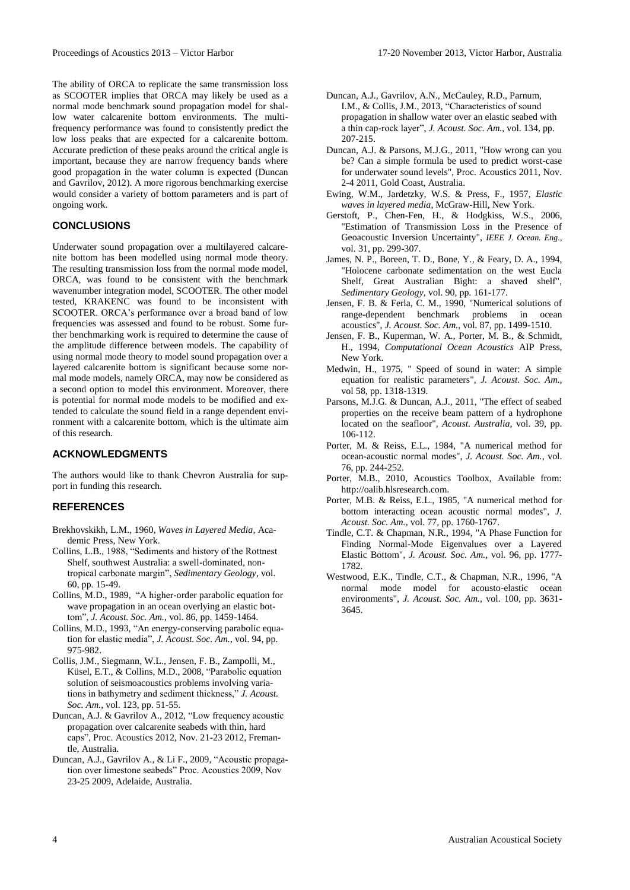The ability of ORCA to replicate the same transmission loss as SCOOTER implies that ORCA may likely be used as a normal mode benchmark sound propagation model for shallow water calcarenite bottom environments. The multi-frequency performance was found to consistently predict the low loss peaks that are expected for a calcarenite bottom. Accurate prediction of these peaks around the critical angle is important, because they are narrow frequency bands where good propagation in the water column is expected (Duncan and Gavrilov, 2012). A more rigorous benchmarking exercise would consider a variety of bottom parameters and is part of ongoing work.

## CONCLUSIONS

Underwater sound propagation over a multilayered calcarenite bottom has been modelled using normal mode theory. The resulting transmission loss from the normal mode model, ORCA, was found to be consistent with the benchmark wavenumber integration model, SCOOTER. The other model tested, KRAKENC was found to be inconsistent with SCOOTER. ORCA's performance over a broad band of low frequencies was assessed and found to be robust. Some further benchmarking work is required to determine the cause of the amplitude difference between models. The capability of using normal mode theory to model sound propagation over a layered calcarenite bottom is significant because some normal mode models, namely ORCA, may now be considered as a second option to model this environment. Moreover, there is potential for normal mode models to be modified and extended to calculate the sound field in a range dependent environment with a calcarenite bottom, which is the ultimate aim of this research.

## ACKNOWLEDGMENTS

The authors would like to thank Chevron Australia for support in funding this research.

## REFERENCES

Brekhovskikh, L.M., 1960, *Waves in Layered Media*, Academic Press, New York.

Collins, L.B., 1988, "Sediments and history of the Rottnest Shelf, southwest Australia: a swell-dominated, non-tropical carbonate margin", *Sedimentary Geology*, vol. 60, pp. 15-49.

Collins, M.D., 1989, "A higher-order parabolic equation for wave propagation in an ocean overlying an elastic bottom", *J. Acoust. Soc. Am.*, vol. 86, pp. 1459-1464.

Collins, M.D., 1993, "An energy-conserving parabolic equation for elastic media", *J. Acoust. Soc. Am.*, vol. 94, pp. 975-982.

Collis, J.M., Siegmann, W.L., Jensen, F. B., Zampolli, M., Küsel, E.T., & Collins, M.D., 2008, "Parabolic equation solution of seismoacoustics problems involving variations in bathymetry and sediment thickness," *J. Acoust. Soc. Am.*, vol. 123, pp. 51-55.

Duncan, A.J. & Gavrilov A., 2012, "Low frequency acoustic propagation over calcarenite seabeds with thin, hard caps", Proc. Acoustics 2012, Nov. 21-23 2012, Fremantle, Australia.

Duncan, A.J., Gavrilov A., & Li F., 2009, "Acoustic propagation over limestone seabeds" Proc. Acoustics 2009, Nov 23-25 2009, Adelaide, Australia.

Duncan, A.J., Gavrilov, A.N., McCauley, R.D., Parnum, I.M., & Collis, J.M., 2013, "Characteristics of sound propagation in shallow water over an elastic seabed with a thin cap-rock layer", *J. Acoust. Soc. Am.*, vol. 134, pp. 207-215.

Duncan, A.J. & Parsons, M.J.G., 2011, "How wrong can you be? Can a simple formula be used to predict worst-case for underwater sound levels", Proc. Acoustics 2011, Nov. 2-4 2011, Gold Coast, Australia.

Ewing, W.M., Jardetzky, W.S. & Press, F., 1957, *Elastic waves in layered media*, McGraw-Hill, New York.

Gerstoft, P., Chen-Fen, H., & Hodgkiss, W.S., 2006, "Estimation of Transmission Loss in the Presence of Geoacoustic Inversion Uncertainty", *IEEE J. Ocean. Eng.*, vol. 31, pp. 299-307.

James, N. P., Boreen, T. D., Bone, Y., & Feary, D. A., 1994, "Holocene carbonate sedimentation on the west Eucla Shelf, Great Australian Bight: a shaved shelf", *Sedimentary Geology*, vol. 90, pp. 161-177.

Jensen, F. B. & Ferla, C. M., 1990, "Numerical solutions of range-dependent benchmark problems in ocean acoustics", *J. Acoust. Soc. Am.*, vol. 87, pp. 1499-1510.

Jensen, F. B., Kuperman, W. A., Porter, M. B., & Schmidt, H., 1994, *Computational Ocean Acoustics* AIP Press, New York.

Medwin, H., 1975, " Speed of sound in water: A simple equation for realistic parameters", *J. Acoust. Soc. Am.*, vol 58, pp. 1318-1319.

Parsons, M.J.G. & Duncan, A.J., 2011, "The effect of seabed properties on the receive beam pattern of a hydrophone located on the seafloor", *Acoust. Australia*, vol. 39, pp. 106-112.

Porter, M. & Reiss, E.L., 1984, "A numerical method for ocean-acoustic normal modes", *J. Acoust. Soc. Am.*, vol. 76, pp. 244-252.

Porter, M.B., 2010, Acoustics Toolbox, Available from: http://oalib.hlsresearch.com.

Porter, M.B. & Reiss, E.L., 1985, "A numerical method for bottom interacting ocean acoustic normal modes", *J. Acoust. Soc. Am.*, vol. 77, pp. 1760-1767.

Tindle, C.T. & Chapman, N.R., 1994, "A Phase Function for Finding Normal-Mode Eigenvalues over a Layered Elastic Bottom", *J. Acoust. Soc. Am.*, vol. 96, pp. 1777-1782.

Westwood, E.K., Tindle, C.T., & Chapman, N.R., 1996, "A normal mode model for acousto-elastic ocean environments", *J. Acoust. Soc. Am.*, vol. 100, pp. 3631-3645.